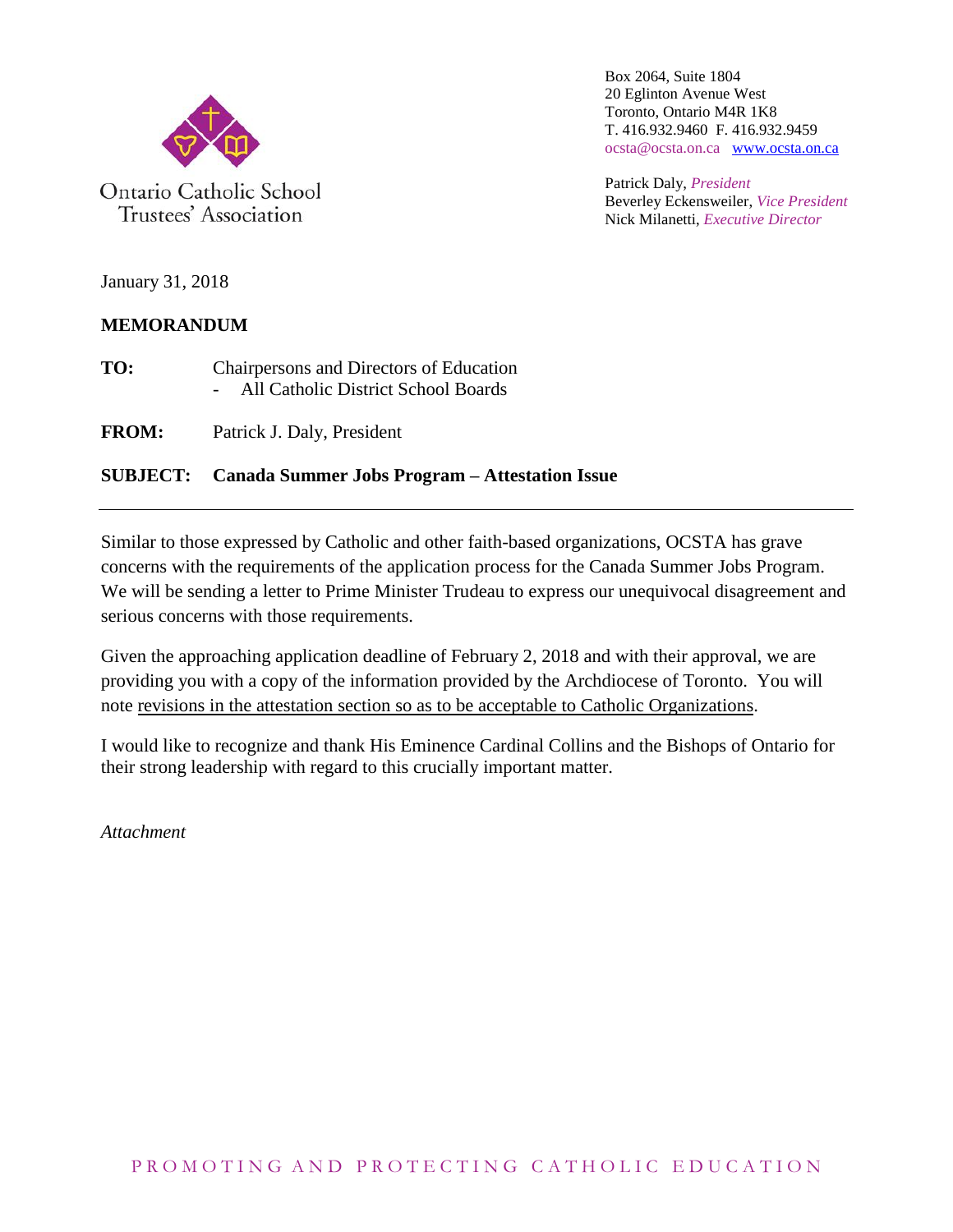Ontario Catholic School Trustees' Association

Box 2064, Suite 1804
20 Eglinton Avenue West
Toronto, Ontario M4R 1K8
T. 416.932.9460 F. 416.932.9459
ocsta@ocsta.on.ca www.ocsta.on.ca

Patrick Daly, *President*
Beverley Eckensweiler, *Vice President*
Nick Milanetti, *Executive Director*

January 31, 2018

**MEMORANDUM**

**TO:** Chairpersons and Directors of Education
- All Catholic District School Boards

**FROM:** Patrick J. Daly, President

**SUBJECT: Canada Summer Jobs Program – Attestation Issue**

---

Similar to those expressed by Catholic and other faith-based organizations, OCSTA has grave concerns with the requirements of the application process for the Canada Summer Jobs Program. We will be sending a letter to Prime Minister Trudeau to express our unequivocal disagreement and serious concerns with those requirements.

Given the approaching application deadline of February 2, 2018 and with their approval, we are providing you with a copy of the information provided by the Archdiocese of Toronto. You will note revisions in the attestation section so as to be acceptable to Catholic Organizations.

I would like to recognize and thank His Eminence Cardinal Collins and the Bishops of Ontario for their strong leadership with regard to this crucially important matter.

*Attachment*

PROMOTING AND PROTECTING CATHOLIC EDUCATION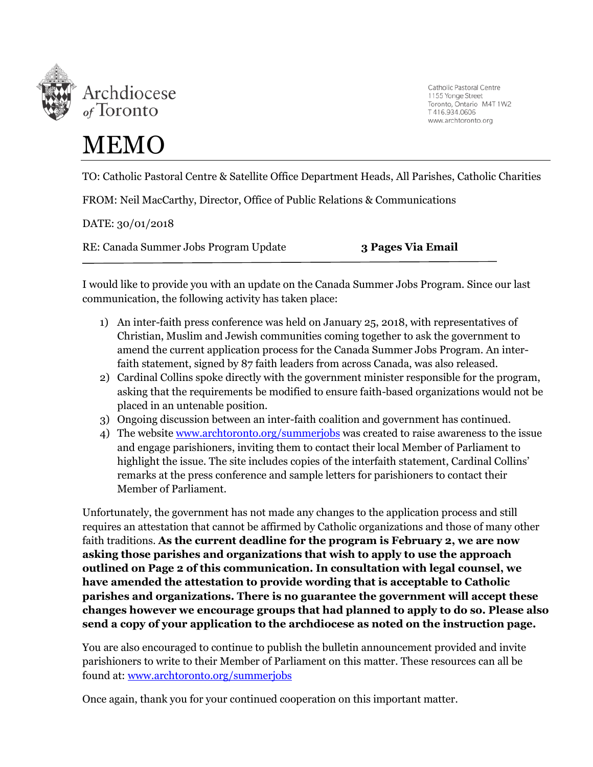Archdiocese of Toronto

Catholic Pastoral Centre
1155 Yonge Street
Toronto, Ontario M4T 1W2
T 416.934.0606
www.archtoronto.org

# MEMO

TO: Catholic Pastoral Centre & Satellite Office Department Heads, All Parishes, Catholic Charities

FROM: Neil MacCarthy, Director, Office of Public Relations & Communications

DATE: 30/01/2018

RE: Canada Summer Jobs Program Update **3 Pages Via Email**

I would like to provide you with an update on the Canada Summer Jobs Program. Since our last communication, the following activity has taken place:

1) An inter-faith press conference was held on January 25, 2018, with representatives of Christian, Muslim and Jewish communities coming together to ask the government to amend the current application process for the Canada Summer Jobs Program. An inter-faith statement, signed by 87 faith leaders from across Canada, was also released.
2) Cardinal Collins spoke directly with the government minister responsible for the program, asking that the requirements be modified to ensure faith-based organizations would not be placed in an untenable position.
3) Ongoing discussion between an inter-faith coalition and government has continued.
4) The website [www.archtoronto.org/summerjobs](www.archtoronto.org/summerjobs) was created to raise awareness to the issue and engage parishioners, inviting them to contact their local Member of Parliament to highlight the issue. The site includes copies of the interfaith statement, Cardinal Collins' remarks at the press conference and sample letters for parishioners to contact their Member of Parliament.

Unfortunately, the government has not made any changes to the application process and still requires an attestation that cannot be affirmed by Catholic organizations and those of many other faith traditions. **As the current deadline for the program is February 2, we are now asking those parishes and organizations that wish to apply to use the approach outlined on Page 2 of this communication. In consultation with legal counsel, we have amended the attestation to provide wording that is acceptable to Catholic parishes and organizations. There is no guarantee the government will accept these changes however we encourage groups that had planned to apply to do so. Please also send a copy of your application to the archdiocese as noted on the instruction page.**

You are also encouraged to continue to publish the bulletin announcement provided and invite parishioners to write to their Member of Parliament on this matter. These resources can all be found at: [www.archtoronto.org/summerjobs](www.archtoronto.org/summerjobs)

Once again, thank you for your continued cooperation on this important matter.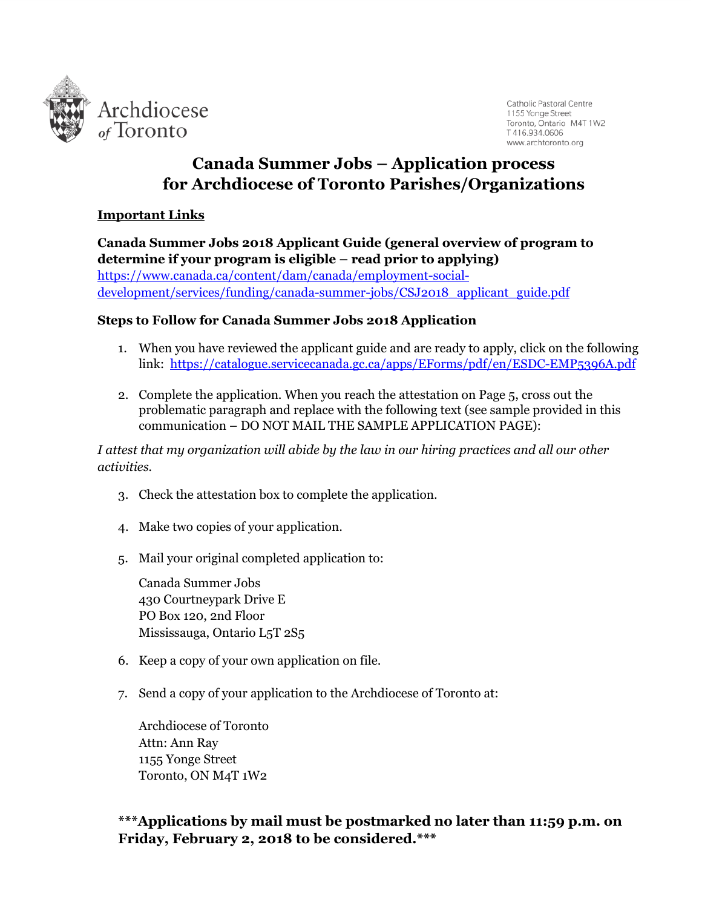Archdiocese of Toronto

Catholic Pastoral Centre
1155 Yonge Street
Toronto, Ontario M4T 1W2
T 416.934.0606
www.archtoronto.org

# Canada Summer Jobs – Application process for Archdiocese of Toronto Parishes/Organizations

**Important Links**

**Canada Summer Jobs 2018 Applicant Guide (general overview of program to determine if your program is eligible – read prior to applying)**
https://www.canada.ca/content/dam/canada/employment-social-development/services/funding/canada-summer-jobs/CSJ2018_applicant_guide.pdf

**Steps to Follow for Canada Summer Jobs 2018 Application**

1. When you have reviewed the applicant guide and are ready to apply, click on the following link: https://catalogue.servicecanada.gc.ca/apps/EForms/pdf/en/ESDC-EMP5396A.pdf

2. Complete the application. When you reach the attestation on Page 5, cross out the problematic paragraph and replace with the following text (see sample provided in this communication – DO NOT MAIL THE SAMPLE APPLICATION PAGE):

*I attest that my organization will abide by the law in our hiring practices and all our other activities.*

3. Check the attestation box to complete the application.

4. Make two copies of your application.

5. Mail your original completed application to:

   Canada Summer Jobs
   430 Courtneypark Drive E
   PO Box 120, 2nd Floor
   Mississauga, Ontario L5T 2S5

6. Keep a copy of your own application on file.

7. Send a copy of your application to the Archdiocese of Toronto at:

   Archdiocese of Toronto
   Attn: Ann Ray
   1155 Yonge Street
   Toronto, ON M4T 1W2

**\*\*\*Applications by mail must be postmarked no later than 11:59 p.m. on Friday, February 2, 2018 to be considered.\*\*\***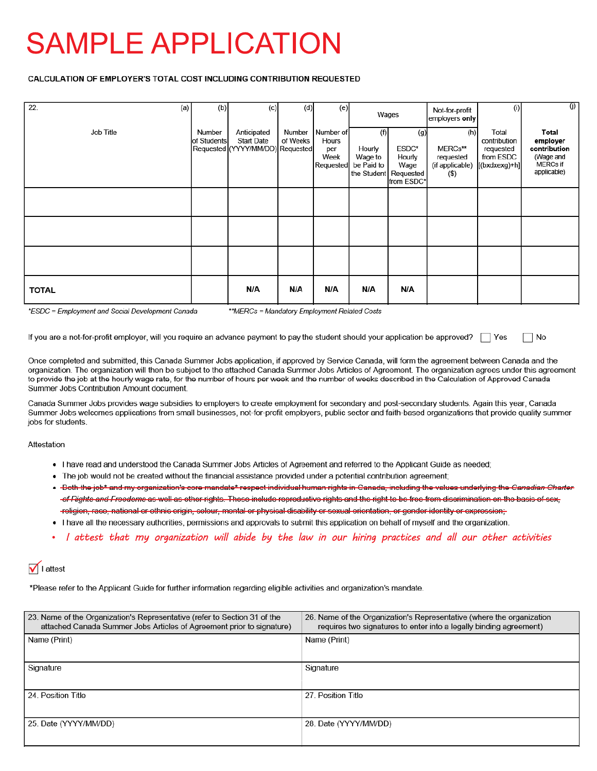# SAMPLE APPLICATION

**CALCULATION OF EMPLOYER'S TOTAL COST INCLUDING CONTRIBUTION REQUESTED**

| 22. (a) Job Title | (b) Number of Students Requested | (c) Anticipated Start Date (YYYY/MM/DD) | (d) Number of Weeks Requested | (e) Number of Hours per Week Requested | Wages (f) Hourly Wage to be Paid to the Student | Wages (g) ESDC* Hourly Wage Requested from ESDC* | Not-for-profit employers **only** (h) MERCs** requested (if applicable) ($) | (i) Total contribution requested from ESDC [(bxdxexg)+h] | (j) **Total employer contribution** (Wage and MERCs if applicable) |
|---|---|---|---|---|---|---|---|---|---|
| | | | | | | | | | |
| | | | | | | | | | |
| | | | | | | | | | |
| **TOTAL** | | N/A | N/A | N/A | N/A | N/A | | | |

*\*ESDC = Employment and Social Development Canada*  *\*\*MERCs = Mandatory Employment Related Costs*

If you are a not-for-profit employer, will you require an advance payment to pay the student should your application be approved? ☐ Yes ☐ No

Once completed and submitted, this Canada Summer Jobs application, if approved by Service Canada, will form the agreement between Canada and the organization. The organization will then be subject to the attached Canada Summer Jobs Articles of Agreement. The organization agrees under this agreement to provide the job at the hourly wage rate, for the number of hours per week and the number of weeks described in the Calculation of Approved Canada Summer Jobs Contribution Amount document.

Canada Summer Jobs provides wage subsidies to employers to create employment for secondary and post-secondary students. Again this year, Canada Summer Jobs welcomes applications from small businesses, not-for-profit employers, public sector and faith-based organizations that provide quality summer jobs for students.

Attestation

- I have read and understood the Canada Summer Jobs Articles of Agreement and referred to the Applicant Guide as needed;
- The job would not be created without the financial assistance provided under a potential contribution agreement;
- ~~Both the job* and my organization's core mandate* respect individual human rights in Canada, including the values underlying the *Canadian Charter of Rights and Freedoms* as well as other rights. These include reproductive rights and the right to be free from discrimination on the basis of sex, religion, race, national or ethnic origin, colour, mental or physical disability or sexual orientation, or gender identity or expression;~~
- I have all the necessary authorities, permissions and approvals to submit this application on behalf of myself and the organization.
- *I attest that my organization will abide by the law in our hiring practices and all our other activities*

☑ I attest

*Please refer to the Applicant Guide for further information regarding eligible activities and organization's mandate.

| 23. Name of the Organization's Representative (refer to Section 31 of the attached Canada Summer Jobs Articles of Agreement prior to signature) | 26. Name of the Organization's Representative (where the organization requires two signatures to enter into a legally binding agreement) |
|---|---|
| Name (Print) | Name (Print) |
| Signature | Signature |
| 24. Position Title | 27. Position Title |
| 25. Date (YYYY/MM/DD) | 28. Date (YYYY/MM/DD) |